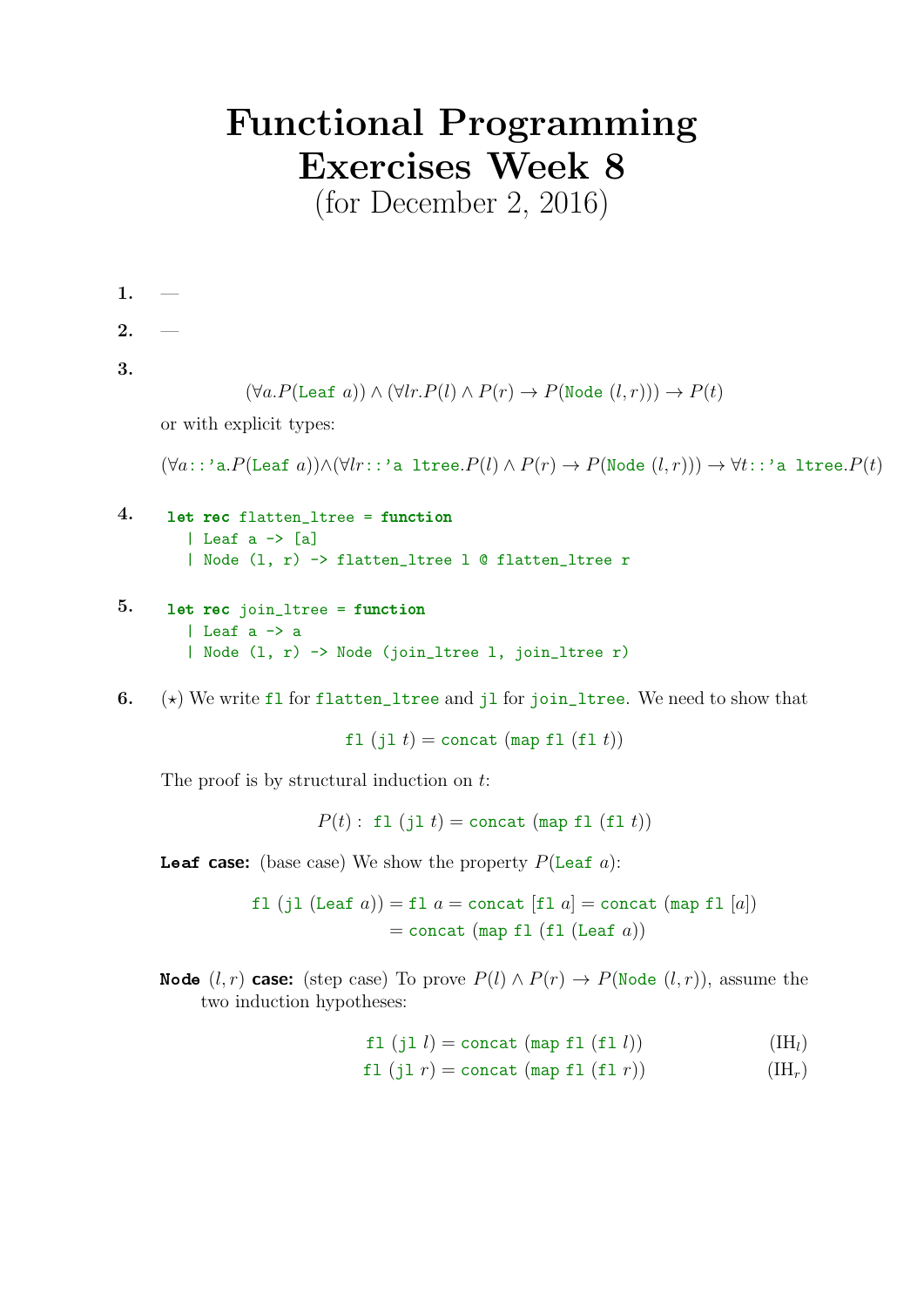# Functional Programming Exercises Week 8

(for December 2, 2016)

**1.** —

**2.** —

**3.**

$$(\forall a. P(\texttt{Leaf}\ a)) \wedge (\forall l r. P(l) \wedge P(r) \rightarrow P(\texttt{Node}\ (l, r))) \rightarrow P(t)$$

or with explicit types:

$$(\forall a\texttt{::'a}. P(\texttt{Leaf}\ a)) \wedge (\forall l r\texttt{::'a ltree}. P(l) \wedge P(r) \rightarrow P(\texttt{Node}\ (l, r))) \rightarrow \forall t\texttt{::'a ltree}. P(t)$$

**4.**

```
let rec flatten_ltree = function
  | Leaf a -> [a]
  | Node (l, r) -> flatten_ltree l @ flatten_ltree r
```

**5.**

```
let rec join_ltree = function
  | Leaf a -> a
  | Node (l, r) -> Node (join_ltree l, join_ltree r)
```

**6.** ($\star$) We write `fl` for `flatten_ltree` and `jl` for `join_ltree`. We need to show that

$$\texttt{fl}\ (\texttt{jl}\ t) = \texttt{concat}\ (\texttt{map}\ \texttt{fl}\ (\texttt{fl}\ t))$$

The proof is by structural induction on $t$:

$$P(t):\ \texttt{fl}\ (\texttt{jl}\ t) = \texttt{concat}\ (\texttt{map}\ \texttt{fl}\ (\texttt{fl}\ t))$$

**`Leaf` case:** (base case) We show the property $P(\texttt{Leaf}\ a)$:

$$\begin{aligned} \texttt{fl}\ (\texttt{jl}\ (\texttt{Leaf}\ a)) &= \texttt{fl}\ a = \texttt{concat}\ [\texttt{fl}\ a] = \texttt{concat}\ (\texttt{map}\ \texttt{fl}\ [a]) \\ &= \texttt{concat}\ (\texttt{map}\ \texttt{fl}\ (\texttt{fl}\ (\texttt{Leaf}\ a))) \end{aligned}$$

**`Node` $(l, r)$ case:** (step case) To prove $P(l) \wedge P(r) \rightarrow P(\texttt{Node}\ (l, r))$, assume the two induction hypotheses:

$$\texttt{fl}\ (\texttt{jl}\ l) = \texttt{concat}\ (\texttt{map}\ \texttt{fl}\ (\texttt{fl}\ l)) \qquad (\text{IH}_l)$$

$$\texttt{fl}\ (\texttt{jl}\ r) = \texttt{concat}\ (\texttt{map}\ \texttt{fl}\ (\texttt{fl}\ r)) \qquad (\text{IH}_r)$$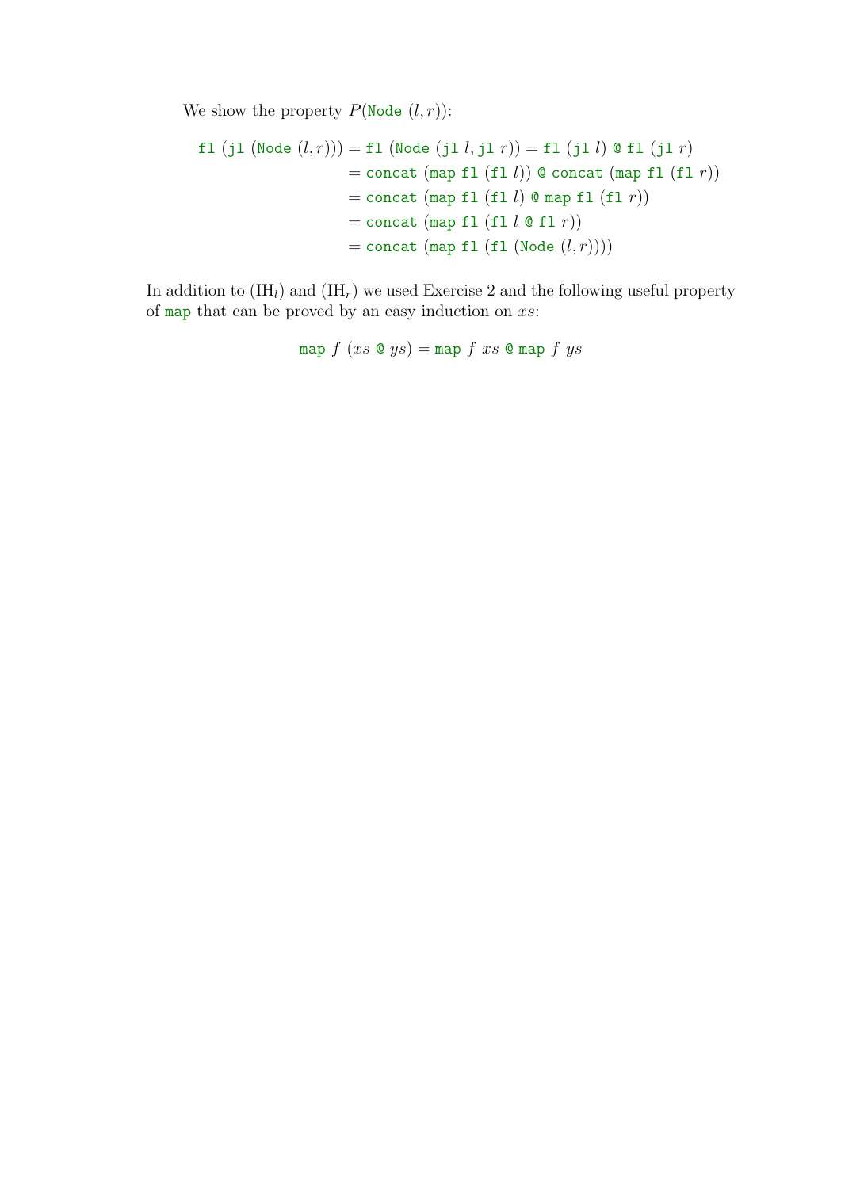We show the property $P(\texttt{Node}\ (l, r))$:

$$
\begin{aligned}
\texttt{fl}\ (\texttt{jl}\ (\texttt{Node}\ (l, r))) &= \texttt{fl}\ (\texttt{Node}\ (\texttt{jl}\ l, \texttt{jl}\ r)) = \texttt{fl}\ (\texttt{jl}\ l)\ \texttt{@}\ \texttt{fl}\ (\texttt{jl}\ r) \\
&= \texttt{concat}\ (\texttt{map}\ \texttt{fl}\ (\texttt{fl}\ l))\ \texttt{@}\ \texttt{concat}\ (\texttt{map}\ \texttt{fl}\ (\texttt{fl}\ r)) \\
&= \texttt{concat}\ (\texttt{map}\ \texttt{fl}\ (\texttt{fl}\ l)\ \texttt{@}\ \texttt{map}\ \texttt{fl}\ (\texttt{fl}\ r)) \\
&= \texttt{concat}\ (\texttt{map}\ \texttt{fl}\ (\texttt{fl}\ l\ \texttt{@}\ \texttt{fl}\ r)) \\
&= \texttt{concat}\ (\texttt{map}\ \texttt{fl}\ (\texttt{fl}\ (\texttt{Node}\ (l, r))))
\end{aligned}
$$

In addition to $(\mathrm{IH}_l)$ and $(\mathrm{IH}_r)$ we used Exercise 2 and the following useful property of `map` that can be proved by an easy induction on $xs$:

$$\texttt{map}\ f\ (xs\ \texttt{@}\ ys) = \texttt{map}\ f\ xs\ \texttt{@}\ \texttt{map}\ f\ ys$$